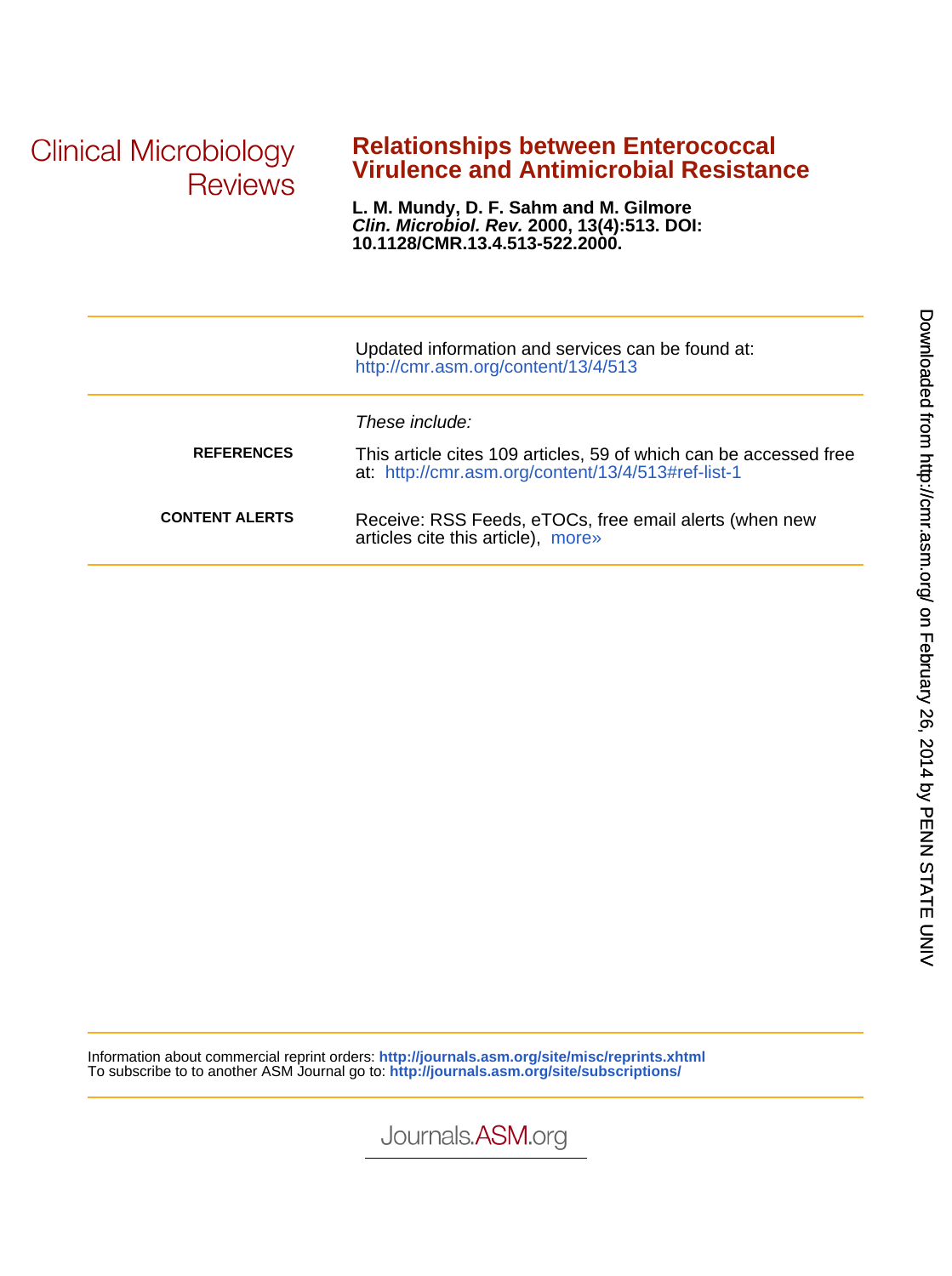Clinical Microbiology Reviews

# Relationships between Enterococcal Virulence and Antimicrobial Resistance

**L. M. Mundy, D. F. Sahm and M. Gilmore**
***Clin. Microbiol. Rev.*** **2000, 13(4):513. DOI: 10.1128/CMR.13.4.513-522.2000.**

Updated information and services can be found at:
http://cmr.asm.org/content/13/4/513

*These include:*

**REFERENCES**

This article cites 109 articles, 59 of which can be accessed free at: http://cmr.asm.org/content/13/4/513#ref-list-1

**CONTENT ALERTS**

Receive: RSS Feeds, eTOCs, free email alerts (when new articles cite this article), more»

Information about commercial reprint orders: **http://journals.asm.org/site/misc/reprints.xhtml**
To subscribe to to another ASM Journal go to: **http://journals.asm.org/site/subscriptions/**

Journals.ASM.org

Downloaded from http://cmr.asm.org/ on February 26, 2014 by PENN STATE UNIV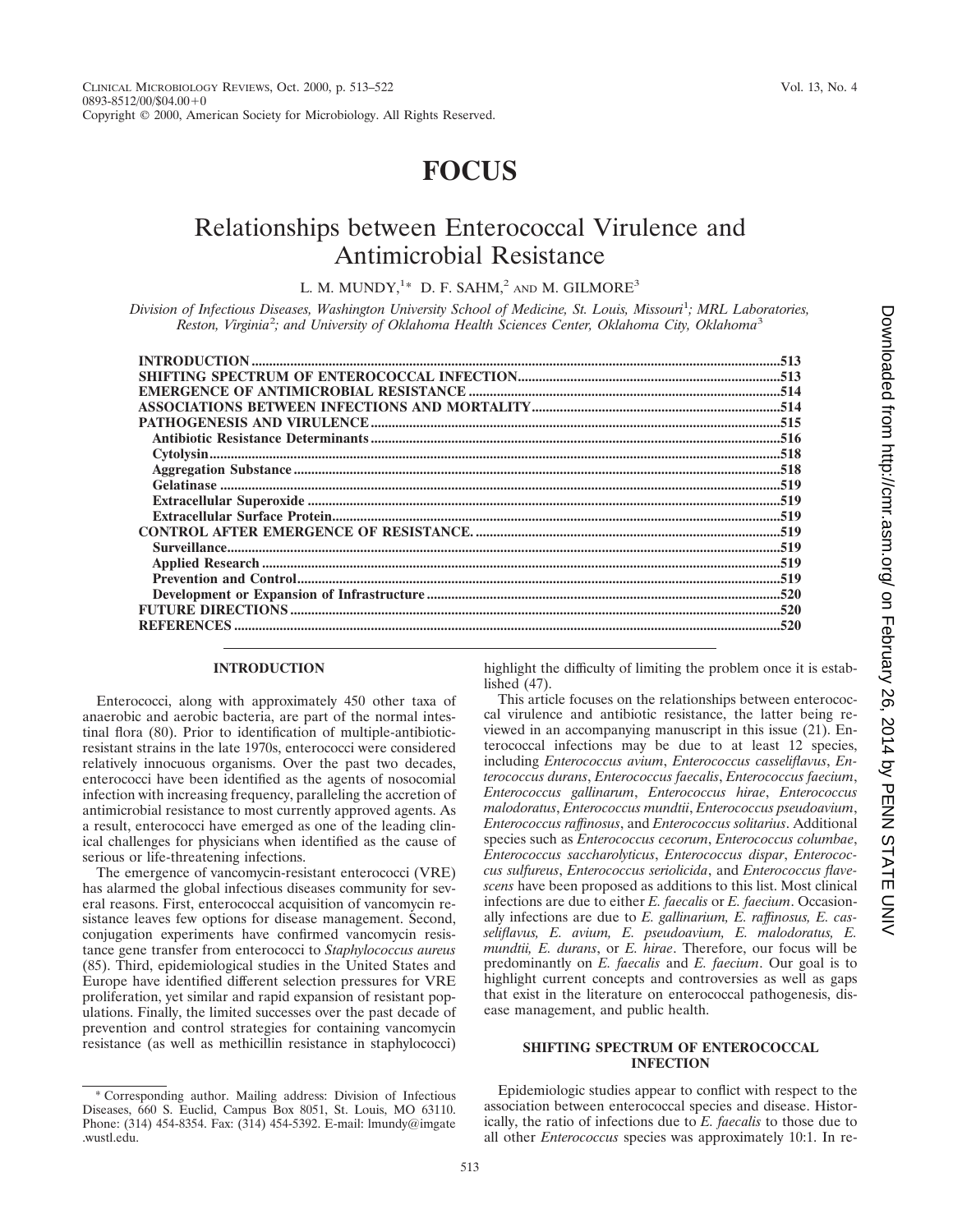# FOCUS

# Relationships between Enterococcal Virulence and Antimicrobial Resistance

L. M. MUNDY,[1*] D. F. SAHM,[2] AND M. GILMORE[3]

*Division of Infectious Diseases, Washington University School of Medicine, St. Louis, Missouri[1]; MRL Laboratories, Reston, Virginia[2]; and University of Oklahoma Health Sciences Center, Oklahoma City, Oklahoma[3]*

| | |
|---|---|
| **INTRODUCTION** | **513** |
| **SHIFTING SPECTRUM OF ENTEROCOCCAL INFECTION** | **513** |
| **EMERGENCE OF ANTIMICROBIAL RESISTANCE** | **514** |
| **ASSOCIATIONS BETWEEN INFECTIONS AND MORTALITY** | **514** |
| **PATHOGENESIS AND VIRULENCE** | **515** |
| **Antibiotic Resistance Determinants** | **516** |
| **Cytolysin** | **518** |
| **Aggregation Substance** | **518** |
| **Gelatinase** | **519** |
| **Extracellular Superoxide** | **519** |
| **Extracellular Surface Protein** | **519** |
| **CONTROL AFTER EMERGENCE OF RESISTANCE.** | **519** |
| **Surveillance** | **519** |
| **Applied Research** | **519** |
| **Prevention and Control** | **519** |
| **Development or Expansion of Infrastructure** | **520** |
| **FUTURE DIRECTIONS** | **520** |
| **REFERENCES** | **520** |

## INTRODUCTION

Enterococci, along with approximately 450 other taxa of anaerobic and aerobic bacteria, are part of the normal intestinal flora (80). Prior to identification of multiple-antibiotic-resistant strains in the late 1970s, enterococci were considered relatively innocuous organisms. Over the past two decades, enterococci have been identified as the agents of nosocomial infection with increasing frequency, paralleling the accretion of antimicrobial resistance to most currently approved agents. As a result, enterococci have emerged as one of the leading clinical challenges for physicians when identified as the cause of serious or life-threatening infections.

The emergence of vancomycin-resistant enterococci (VRE) has alarmed the global infectious diseases community for several reasons. First, enterococcal acquisition of vancomycin resistance leaves few options for disease management. Second, conjugation experiments have confirmed vancomycin resistance gene transfer from enterococci to *Staphylococcus aureus* (85). Third, epidemiological studies in the United States and Europe have identified different selection pressures for VRE proliferation, yet similar and rapid expansion of resistant populations. Finally, the limited successes over the past decade of prevention and control strategies for containing vancomycin resistance (as well as methicillin resistance in staphylococci) highlight the difficulty of limiting the problem once it is established (47).

This article focuses on the relationships between enterococcal virulence and antibiotic resistance, the latter being reviewed in an accompanying manuscript in this issue (21). Enterococcal infections may be due to at least 12 species, including *Enterococcus avium*, *Enterococcus casseliflavus*, *Enterococcus durans*, *Enterococcus faecalis*, *Enterococcus faecium*, *Enterococcus gallinarum*, *Enterococcus hirae*, *Enterococcus malodoratus*, *Enterococcus mundtii*, *Enterococcus pseudoavium*, *Enterococcus raffinosus*, and *Enterococcus solitarius*. Additional species such as *Enterococcus cecorum*, *Enterococcus columbae*, *Enterococcus saccharolyticus*, *Enterococcus dispar*, *Enterococcus sulfureus*, *Enterococcus seriolicida*, and *Enterococcus flavescens* have been proposed as additions to this list. Most clinical infections are due to either *E. faecalis* or *E. faecium*. Occasionally infections are due to *E. gallinarium, E. raffinosus, E. casseliflavus, E. avium, E. pseudoavium, E. malodoratus, E. mundtii, E. durans*, or *E. hirae*. Therefore, our focus will be predominantly on *E. faecalis* and *E. faecium*. Our goal is to highlight current concepts and controversies as well as gaps that exist in the literature on enterococcal pathogenesis, disease management, and public health.

## SHIFTING SPECTRUM OF ENTEROCOCCAL INFECTION

Epidemiologic studies appear to conflict with respect to the association between enterococcal species and disease. Historically, the ratio of infections due to *E. faecalis* to those due to all other *Enterococcus* species was approximately 10:1. In re-

* Corresponding author. Mailing address: Division of Infectious Diseases, 660 S. Euclid, Campus Box 8051, St. Louis, MO 63110. Phone: (314) 454-8354. Fax: (314) 454-5392. E-mail: lmundy@imgate.wustl.edu.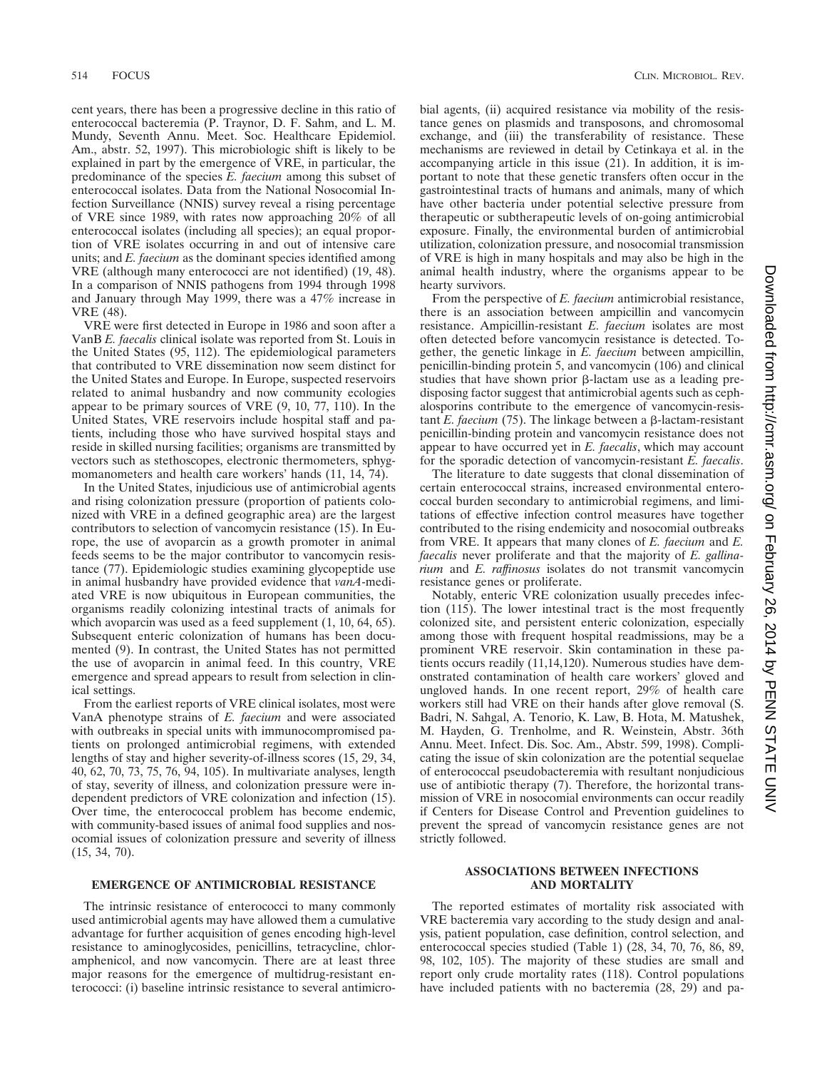cent years, there has been a progressive decline in this ratio of enterococcal bacteremia (P. Traynor, D. F. Sahm, and L. M. Mundy, Seventh Annu. Meet. Soc. Healthcare Epidemiol. Am., abstr. 52, 1997). This microbiologic shift is likely to be explained in part by the emergence of VRE, in particular, the predominance of the species *E. faecium* among this subset of enterococcal isolates. Data from the National Nosocomial Infection Surveillance (NNIS) survey reveal a rising percentage of VRE since 1989, with rates now approaching 20% of all enterococcal isolates (including all species); an equal proportion of VRE isolates occurring in and out of intensive care units; and *E. faecium* as the dominant species identified among VRE (although many enterococci are not identified) (19, 48). In a comparison of NNIS pathogens from 1994 through 1998 and January through May 1999, there was a 47% increase in VRE (48).

VRE were first detected in Europe in 1986 and soon after a VanB *E. faecalis* clinical isolate was reported from St. Louis in the United States (95, 112). The epidemiological parameters that contributed to VRE dissemination now seem distinct for the United States and Europe. In Europe, suspected reservoirs related to animal husbandry and now community ecologies appear to be primary sources of VRE (9, 10, 77, 110). In the United States, VRE reservoirs include hospital staff and patients, including those who have survived hospital stays and reside in skilled nursing facilities; organisms are transmitted by vectors such as stethoscopes, electronic thermometers, sphygmomanometers and health care workers' hands (11, 14, 74).

In the United States, injudicious use of antimicrobial agents and rising colonization pressure (proportion of patients colonized with VRE in a defined geographic area) are the largest contributors to selection of vancomycin resistance (15). In Europe, the use of avoparcin as a growth promoter in animal feeds seems to be the major contributor to vancomycin resistance (77). Epidemiologic studies examining glycopeptide use in animal husbandry have provided evidence that *vanA*-mediated VRE is now ubiquitous in European communities, the organisms readily colonizing intestinal tracts of animals for which avoparcin was used as a feed supplement (1, 10, 64, 65). Subsequent enteric colonization of humans has been documented (9). In contrast, the United States has not permitted the use of avoparcin in animal feed. In this country, VRE emergence and spread appears to result from selection in clinical settings.

From the earliest reports of VRE clinical isolates, most were VanA phenotype strains of *E. faecium* and were associated with outbreaks in special units with immunocompromised patients on prolonged antimicrobial regimens, with extended lengths of stay and higher severity-of-illness scores (15, 29, 34, 40, 62, 70, 73, 75, 76, 94, 105). In multivariate analyses, length of stay, severity of illness, and colonization pressure were independent predictors of VRE colonization and infection (15). Over time, the enterococcal problem has become endemic, with community-based issues of animal food supplies and nosocomial issues of colonization pressure and severity of illness (15, 34, 70).

## EMERGENCE OF ANTIMICROBIAL RESISTANCE

The intrinsic resistance of enterococci to many commonly used antimicrobial agents may have allowed them a cumulative advantage for further acquisition of genes encoding high-level resistance to aminoglycosides, penicillins, tetracycline, chloramphenicol, and now vancomycin. There are at least three major reasons for the emergence of multidrug-resistant enterococci: (i) baseline intrinsic resistance to several antimicrobial agents, (ii) acquired resistance via mobility of the resistance genes on plasmids and transposons, and chromosomal exchange, and (iii) the transferability of resistance. These mechanisms are reviewed in detail by Cetinkaya et al. in the accompanying article in this issue (21). In addition, it is important to note that these genetic transfers often occur in the gastrointestinal tracts of humans and animals, many of which have other bacteria under potential selective pressure from therapeutic or subtherapeutic levels of on-going antimicrobial exposure. Finally, the environmental burden of antimicrobial utilization, colonization pressure, and nosocomial transmission of VRE is high in many hospitals and may also be high in the animal health industry, where the organisms appear to be hearty survivors.

From the perspective of *E. faecium* antimicrobial resistance, there is an association between ampicillin and vancomycin resistance. Ampicillin-resistant *E. faecium* isolates are most often detected before vancomycin resistance is detected. Together, the genetic linkage in *E. faecium* between ampicillin, penicillin-binding protein 5, and vancomycin (106) and clinical studies that have shown prior β-lactam use as a leading predisposing factor suggest that antimicrobial agents such as cephalosporins contribute to the emergence of vancomycin-resistant *E. faecium* (75). The linkage between a β-lactam-resistant penicillin-binding protein and vancomycin resistance does not appear to have occurred yet in *E. faecalis*, which may account for the sporadic detection of vancomycin-resistant *E. faecalis*.

The literature to date suggests that clonal dissemination of certain enterococcal strains, increased environmental enterococcal burden secondary to antimicrobial regimens, and limitations of effective infection control measures have together contributed to the rising endemicity and nosocomial outbreaks from VRE. It appears that many clones of *E. faecium* and *E. faecalis* never proliferate and that the majority of *E. gallinarium* and *E. raffinosus* isolates do not transmit vancomycin resistance genes or proliferate.

Notably, enteric VRE colonization usually precedes infection (115). The lower intestinal tract is the most frequently colonized site, and persistent enteric colonization, especially among those with frequent hospital readmissions, may be a prominent VRE reservoir. Skin contamination in these patients occurs readily (11,14,120). Numerous studies have demonstrated contamination of health care workers' gloved and ungloved hands. In one recent report, 29% of health care workers still had VRE on their hands after glove removal (S. Badri, N. Sahgal, A. Tenorio, K. Law, B. Hota, M. Matushek, M. Hayden, G. Trenholme, and R. Weinstein, Abstr. 36th Annu. Meet. Infect. Dis. Soc. Am., Abstr. 599, 1998). Complicating the issue of skin colonization are the potential sequelae of enterococcal pseudobacteremia with resultant nonjudicious use of antibiotic therapy (7). Therefore, the horizontal transmission of VRE in nosocomial environments can occur readily if Centers for Disease Control and Prevention guidelines to prevent the spread of vancomycin resistance genes are not strictly followed.

## ASSOCIATIONS BETWEEN INFECTIONS AND MORTALITY

The reported estimates of mortality risk associated with VRE bacteremia vary according to the study design and analysis, patient population, case definition, control selection, and enterococcal species studied (Table 1) (28, 34, 70, 76, 86, 89, 98, 102, 105). The majority of these studies are small and report only crude mortality rates (118). Control populations have included patients with no bacteremia (28, 29) and pa-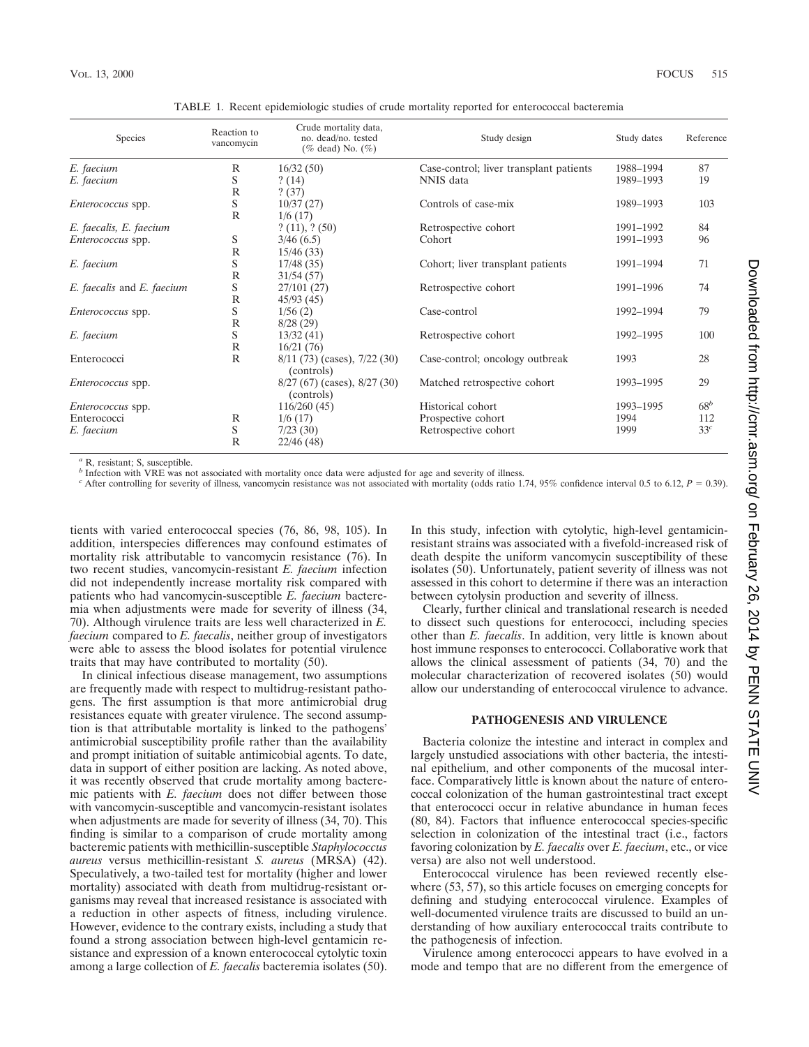TABLE 1. Recent epidemiologic studies of crude mortality reported for enterococcal bacteremia

| Species | Reaction to vancomycin | Crude mortality data, no. dead/no. tested (% dead) No. (%) | Study design | Study dates | Reference |
|---|---|---|---|---|---|
| *E. faecium* | R | 16/32 (50) | Case-control; liver transplant patients | 1988–1994 | 87 |
| *E. faecium* | S | ? (14) | NNIS data | 1989–1993 | 19 |
| | R | ? (37) | | | |
| *Enterococcus* spp. | S | 10/37 (27) | Controls of case-mix | 1989–1993 | 103 |
| | R | 1/6 (17) | | | |
| *E. faecalis, E. faecium* | | ? (11), ? (50) | Retrospective cohort | 1991–1992 | 84 |
| *Enterococcus* spp. | S | 3/46 (6.5) | Cohort | 1991–1993 | 96 |
| | R | 15/46 (33) | | | |
| *E. faecium* | S | 17/48 (35) | Cohort; liver transplant patients | 1991–1994 | 71 |
| | R | 31/54 (57) | | | |
| *E. faecalis* and *E. faecium* | S | 27/101 (27) | Retrospective cohort | 1991–1996 | 74 |
| | R | 45/93 (45) | | | |
| *Enterococcus* spp. | S | 1/56 (2) | Case-control | 1992–1994 | 79 |
| | R | 8/28 (29) | | | |
| *E. faecium* | S | 13/32 (41) | Retrospective cohort | 1992–1995 | 100 |
| | R | 16/21 (76) | | | |
| Enterococci | R | 8/11 (73) (cases), 7/22 (30) (controls) | Case-control; oncology outbreak | 1993 | 28 |
| *Enterococcus* spp. | | 8/27 (67) (cases), 8/27 (30) (controls) | Matched retrospective cohort | 1993–1995 | 29 |
| *Enterococcus* spp. | | 116/260 (45) | Historical cohort | 1993–1995 | 68[b] |
| Enterococci | R | 1/6 (17) | Prospective cohort | 1994 | 112 |
| *E. faecium* | S | 7/23 (30) | Retrospective cohort | 1999 | 33[c] |
| | R | 22/46 (48) | | | |

[a] R, resistant; S, susceptible.
[b] Infection with VRE was not associated with mortality once data were adjusted for age and severity of illness.
[c] After controlling for severity of illness, vancomycin resistance was not associated with mortality (odds ratio 1.74, 95% confidence interval 0.5 to 6.12, $P = 0.39$).

tients with varied enterococcal species (76, 86, 98, 105). In addition, interspecies differences may confound estimates of mortality risk attributable to vancomycin resistance (76). In two recent studies, vancomycin-resistant *E. faecium* infection did not independently increase mortality risk compared with patients who had vancomycin-susceptible *E. faecium* bacteremia when adjustments were made for severity of illness (34, 70). Although virulence traits are less well characterized in *E. faecium* compared to *E. faecalis*, neither group of investigators were able to assess the blood isolates for potential virulence traits that may have contributed to mortality (50).

In clinical infectious disease management, two assumptions are frequently made with respect to multidrug-resistant pathogens. The first assumption is that more antimicrobial drug resistances equate with greater virulence. The second assumption is that attributable mortality is linked to the pathogens' antimicrobial susceptibility profile rather than the availability and prompt initiation of suitable antimicobial agents. To date, data in support of either position are lacking. As noted above, it was recently observed that crude mortality among bacteremic patients with *E. faecium* does not differ between those with vancomycin-susceptible and vancomycin-resistant isolates when adjustments are made for severity of illness (34, 70). This finding is similar to a comparison of crude mortality among bacteremic patients with methicillin-susceptible *Staphylococcus aureus* versus methicillin-resistant *S. aureus* (MRSA) (42). Speculatively, a two-tailed test for mortality (higher and lower mortality) associated with death from multidrug-resistant organisms may reveal that increased resistance is associated with a reduction in other aspects of fitness, including virulence. However, evidence to the contrary exists, including a study that found a strong association between high-level gentamicin resistance and expression of a known enterococcal cytolytic toxin among a large collection of *E. faecalis* bacteremia isolates (50). In this study, infection with cytolytic, high-level gentamicin-resistant strains was associated with a fivefold-increased risk of death despite the uniform vancomycin susceptibility of these isolates (50). Unfortunately, patient severity of illness was not assessed in this cohort to determine if there was an interaction between cytolysin production and severity of illness.

Clearly, further clinical and translational research is needed to dissect such questions for enterococci, including species other than *E. faecalis*. In addition, very little is known about host immune responses to enterococci. Collaborative work that allows the clinical assessment of patients (34, 70) and the molecular characterization of recovered isolates (50) would allow our understanding of enterococcal virulence to advance.

## PATHOGENESIS AND VIRULENCE

Bacteria colonize the intestine and interact in complex and largely unstudied associations with other bacteria, the intestinal epithelium, and other components of the mucosal interface. Comparatively little is known about the nature of enterococcal colonization of the human gastrointestinal tract except that enterococci occur in relative abundance in human feces (80, 84). Factors that influence enterococcal species-specific selection in colonization of the intestinal tract (i.e., factors favoring colonization by *E. faecalis* over *E. faecium*, etc., or vice versa) are also not well understood.

Enterococcal virulence has been reviewed recently elsewhere (53, 57), so this article focuses on emerging concepts for defining and studying enterococcal virulence. Examples of well-documented virulence traits are discussed to build an understanding of how auxiliary enterococcal traits contribute to the pathogenesis of infection.

Virulence among enterococci appears to have evolved in a mode and tempo that are no different from the emergence of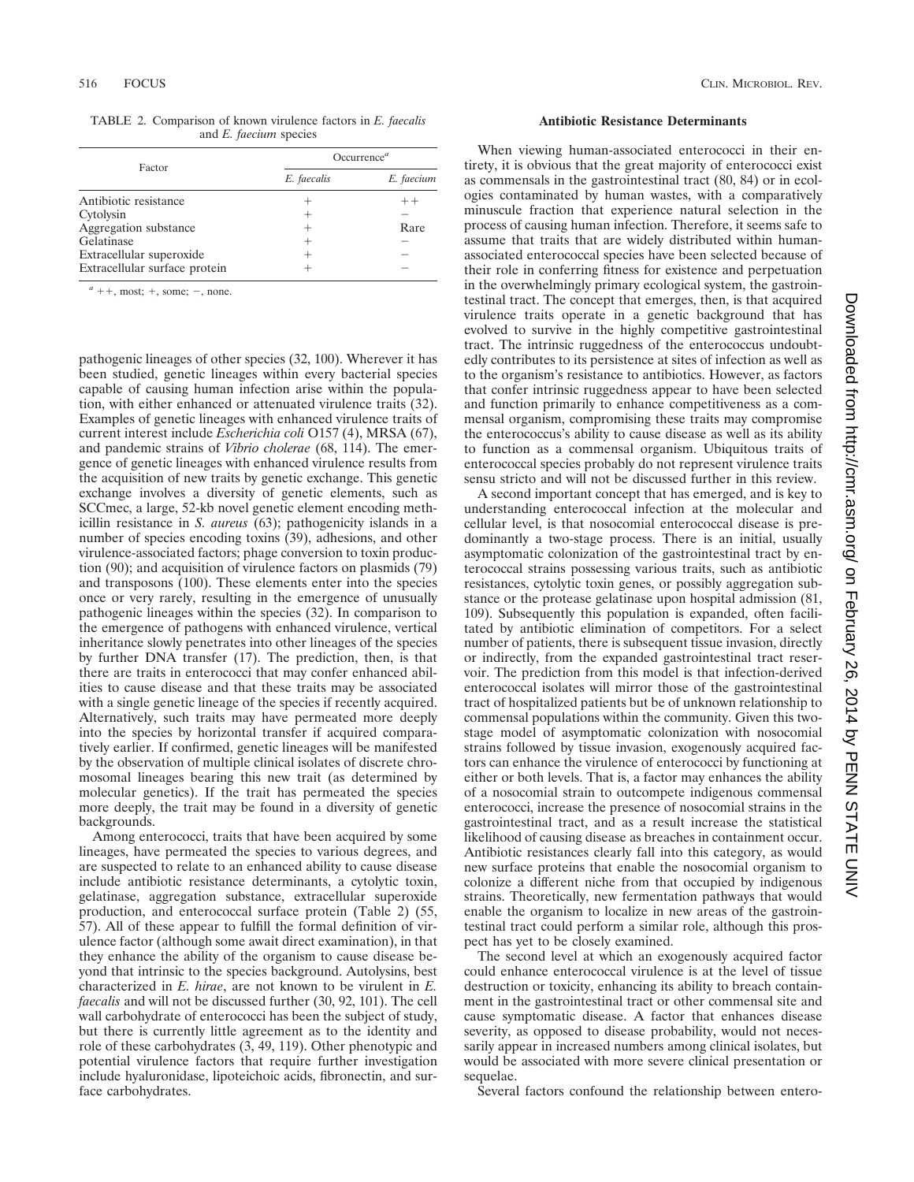TABLE 2. Comparison of known virulence factors in *E. faecalis* and *E. faecium* species

| Factor | Occurrence[a] | |
|---|---|---|
| | *E. faecalis* | *E. faecium* |
| Antibiotic resistance | + | ++ |
| Cytolysin | + | − |
| Aggregation substance | + | Rare |
| Gelatinase | + | − |
| Extracellular superoxide | + | − |
| Extracellular surface protein | + | − |

[a] ++, most; +, some; −, none.

pathogenic lineages of other species (32, 100). Wherever it has been studied, genetic lineages within every bacterial species capable of causing human infection arise within the population, with either enhanced or attenuated virulence traits (32). Examples of genetic lineages with enhanced virulence traits of current interest include *Escherichia coli* O157 (4), MRSA (67), and pandemic strains of *Vibrio cholerae* (68, 114). The emergence of genetic lineages with enhanced virulence results from the acquisition of new traits by genetic exchange. This genetic exchange involves a diversity of genetic elements, such as SCCmec, a large, 52-kb novel genetic element encoding methicillin resistance in *S. aureus* (63); pathogenicity islands in a number of species encoding toxins (39), adhesions, and other virulence-associated factors; phage conversion to toxin production (90); and acquisition of virulence factors on plasmids (79) and transposons (100). These elements enter into the species once or very rarely, resulting in the emergence of unusually pathogenic lineages within the species (32). In comparison to the emergence of pathogens with enhanced virulence, vertical inheritance slowly penetrates into other lineages of the species by further DNA transfer (17). The prediction, then, is that there are traits in enterococci that may confer enhanced abilities to cause disease and that these traits may be associated with a single genetic lineage of the species if recently acquired. Alternatively, such traits may have permeated more deeply into the species by horizontal transfer if acquired comparatively earlier. If confirmed, genetic lineages will be manifested by the observation of multiple clinical isolates of discrete chromosomal lineages bearing this new trait (as determined by molecular genetics). If the trait has permeated the species more deeply, the trait may be found in a diversity of genetic backgrounds.

Among enterococci, traits that have been acquired by some lineages, have permeated the species to various degrees, and are suspected to relate to an enhanced ability to cause disease include antibiotic resistance determinants, a cytolytic toxin, gelatinase, aggregation substance, extracellular superoxide production, and enterococcal surface protein (Table 2) (55, 57). All of these appear to fulfill the formal definition of virulence factor (although some await direct examination), in that they enhance the ability of the organism to cause disease beyond that intrinsic to the species background. Autolysins, best characterized in *E. hirae*, are not known to be virulent in *E. faecalis* and will not be discussed further (30, 92, 101). The cell wall carbohydrate of enterococci has been the subject of study, but there is currently little agreement as to the identity and role of these carbohydrates (3, 49, 119). Other phenotypic and potential virulence factors that require further investigation include hyaluronidase, lipoteichoic acids, fibronectin, and surface carbohydrates.

### Antibiotic Resistance Determinants

When viewing human-associated enterococci in their entirety, it is obvious that the great majority of enterococci exist as commensals in the gastrointestinal tract (80, 84) or in ecologies contaminated by human wastes, with a comparatively minuscule fraction that experience natural selection in the process of causing human infection. Therefore, it seems safe to assume that traits that are widely distributed within human-associated enterococcal species have been selected because of their role in conferring fitness for existence and perpetuation in the overwhelmingly primary ecological system, the gastrointestinal tract. The concept that emerges, then, is that acquired virulence traits operate in a genetic background that has evolved to survive in the highly competitive gastrointestinal tract. The intrinsic ruggedness of the enterococcus undoubtedly contributes to its persistence at sites of infection as well as to the organism's resistance to antibiotics. However, as factors that confer intrinsic ruggedness appear to have been selected and function primarily to enhance competitiveness as a commensal organism, compromising these traits may compromise the enterococcus's ability to cause disease as well as its ability to function as a commensal organism. Ubiquitous traits of enterococcal species probably do not represent virulence traits sensu stricto and will not be discussed further in this review.

A second important concept that has emerged, and is key to understanding enterococcal infection at the molecular and cellular level, is that nosocomial enterococcal disease is predominantly a two-stage process. There is an initial, usually asymptomatic colonization of the gastrointestinal tract by enterococcal strains possessing various traits, such as antibiotic resistances, cytolytic toxin genes, or possibly aggregation substance or the protease gelatinase upon hospital admission (81, 109). Subsequently this population is expanded, often facilitated by antibiotic elimination of competitors. For a select number of patients, there is subsequent tissue invasion, directly or indirectly, from the expanded gastrointestinal tract reservoir. The prediction from this model is that infection-derived enterococcal isolates will mirror those of the gastrointestinal tract of hospitalized patients but be of unknown relationship to commensal populations within the community. Given this two-stage model of asymptomatic colonization with nosocomial strains followed by tissue invasion, exogenously acquired factors can enhance the virulence of enterococci by functioning at either or both levels. That is, a factor may enhances the ability of a nosocomial strain to outcompete indigenous commensal enterococci, increase the presence of nosocomial strains in the gastrointestinal tract, and as a result increase the statistical likelihood of causing disease as breaches in containment occur. Antibiotic resistances clearly fall into this category, as would new surface proteins that enable the nosocomial organism to colonize a different niche from that occupied by indigenous strains. Theoretically, new fermentation pathways that would enable the organism to localize in new areas of the gastrointestinal tract could perform a similar role, although this prospect has yet to be closely examined.

The second level at which an exogenously acquired factor could enhance enterococcal virulence is at the level of tissue destruction or toxicity, enhancing its ability to breach containment in the gastrointestinal tract or other commensal site and cause symptomatic disease. A factor that enhances disease severity, as opposed to disease probability, would not necessarily appear in increased numbers among clinical isolates, but would be associated with more severe clinical presentation or sequelae.

Several factors confound the relationship between entero-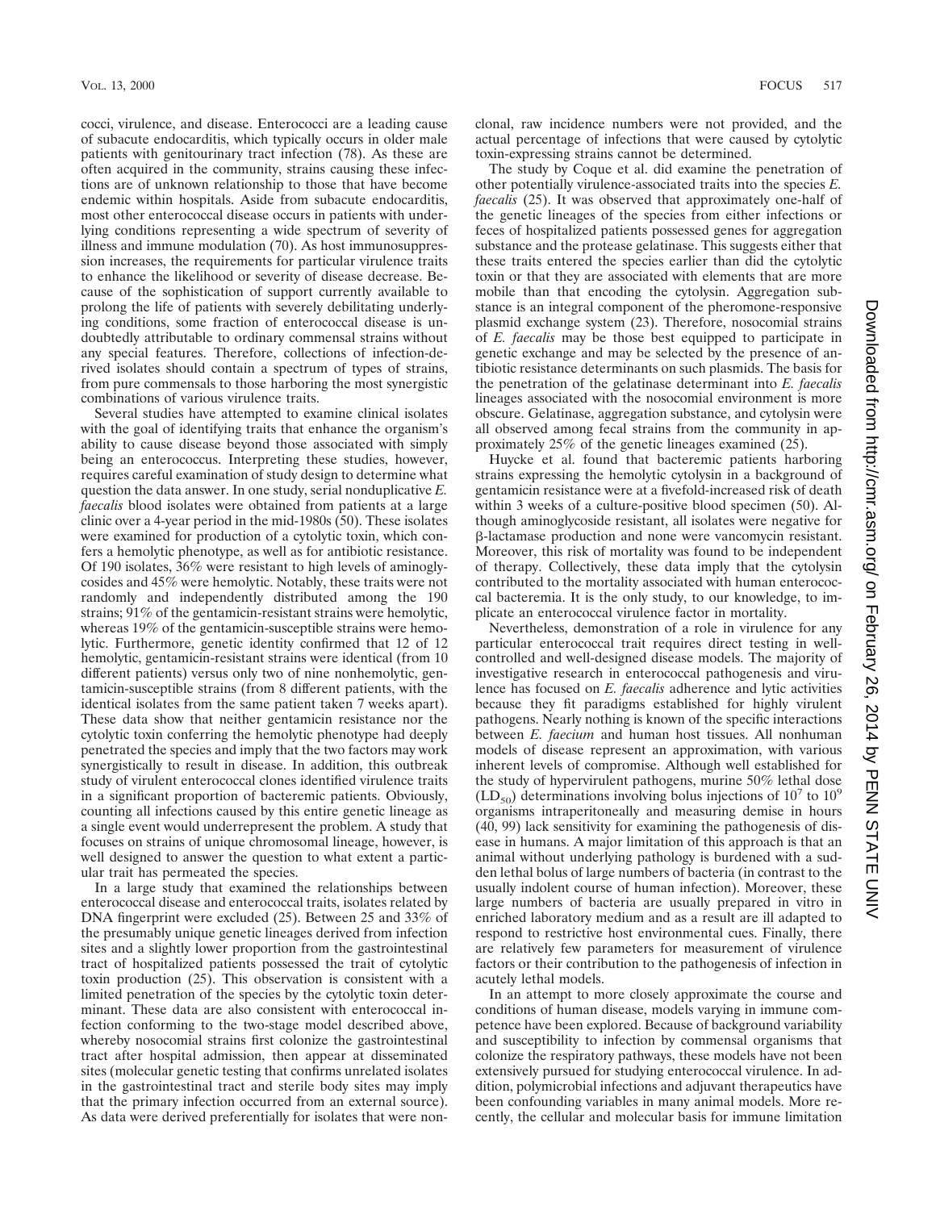cocci, virulence, and disease. Enterococci are a leading cause of subacute endocarditis, which typically occurs in older male patients with genitourinary tract infection (78). As these are often acquired in the community, strains causing these infections are of unknown relationship to those that have become endemic within hospitals. Aside from subacute endocarditis, most other enterococcal disease occurs in patients with underlying conditions representing a wide spectrum of severity of illness and immune modulation (70). As host immunosuppression increases, the requirements for particular virulence traits to enhance the likelihood or severity of disease decrease. Because of the sophistication of support currently available to prolong the life of patients with severely debilitating underlying conditions, some fraction of enterococcal disease is undoubtedly attributable to ordinary commensal strains without any special features. Therefore, collections of infection-derived isolates should contain a spectrum of types of strains, from pure commensals to those harboring the most synergistic combinations of various virulence traits.

Several studies have attempted to examine clinical isolates with the goal of identifying traits that enhance the organism's ability to cause disease beyond those associated with simply being an enterococcus. Interpreting these studies, however, requires careful examination of study design to determine what question the data answer. In one study, serial nonduplicative *E. faecalis* blood isolates were obtained from patients at a large clinic over a 4-year period in the mid-1980s (50). These isolates were examined for production of a cytolytic toxin, which confers a hemolytic phenotype, as well as for antibiotic resistance. Of 190 isolates, 36% were resistant to high levels of aminoglycosides and 45% were hemolytic. Notably, these traits were not randomly and independently distributed among the 190 strains; 91% of the gentamicin-resistant strains were hemolytic, whereas 19% of the gentamicin-susceptible strains were hemolytic. Furthermore, genetic identity confirmed that 12 of 12 hemolytic, gentamicin-resistant strains were identical (from 10 different patients) versus only two of nine nonhemolytic, gentamicin-susceptible strains (from 8 different patients, with the identical isolates from the same patient taken 7 weeks apart). These data show that neither gentamicin resistance nor the cytolytic toxin conferring the hemolytic phenotype had deeply penetrated the species and imply that the two factors may work synergistically to result in disease. In addition, this outbreak study of virulent enterococcal clones identified virulence traits in a significant proportion of bacteremic patients. Obviously, counting all infections caused by this entire genetic lineage as a single event would underrepresent the problem. A study that focuses on strains of unique chromosomal lineage, however, is well designed to answer the question to what extent a particular trait has permeated the species.

In a large study that examined the relationships between enterococcal disease and enterococcal traits, isolates related by DNA fingerprint were excluded (25). Between 25 and 33% of the presumably unique genetic lineages derived from infection sites and a slightly lower proportion from the gastrointestinal tract of hospitalized patients possessed the trait of cytolytic toxin production (25). This observation is consistent with a limited penetration of the species by the cytolytic toxin determinant. These data are also consistent with enterococcal infection conforming to the two-stage model described above, whereby nosocomial strains first colonize the gastrointestinal tract after hospital admission, then appear at disseminated sites (molecular genetic testing that confirms unrelated isolates in the gastrointestinal tract and sterile body sites may imply that the primary infection occurred from an external source). As data were derived preferentially for isolates that were nonclonal, raw incidence numbers were not provided, and the actual percentage of infections that were caused by cytolytic toxin-expressing strains cannot be determined.

The study by Coque et al. did examine the penetration of other potentially virulence-associated traits into the species *E. faecalis* (25). It was observed that approximately one-half of the genetic lineages of the species from either infections or feces of hospitalized patients possessed genes for aggregation substance and the protease gelatinase. This suggests either that these traits entered the species earlier than did the cytolytic toxin or that they are associated with elements that are more mobile than that encoding the cytolysin. Aggregation substance is an integral component of the pheromone-responsive plasmid exchange system (23). Therefore, nosocomial strains of *E. faecalis* may be those best equipped to participate in genetic exchange and may be selected by the presence of antibiotic resistance determinants on such plasmids. The basis for the penetration of the gelatinase determinant into *E. faecalis* lineages associated with the nosocomial environment is more obscure. Gelatinase, aggregation substance, and cytolysin were all observed among fecal strains from the community in approximately 25% of the genetic lineages examined (25).

Huycke et al. found that bacteremic patients harboring strains expressing the hemolytic cytolysin in a background of gentamicin resistance were at a fivefold-increased risk of death within 3 weeks of a culture-positive blood specimen (50). Although aminoglycoside resistant, all isolates were negative for β-lactamase production and none were vancomycin resistant. Moreover, this risk of mortality was found to be independent of therapy. Collectively, these data imply that the cytolysin contributed to the mortality associated with human enterococcal bacteremia. It is the only study, to our knowledge, to implicate an enterococcal virulence factor in mortality.

Nevertheless, demonstration of a role in virulence for any particular enterococcal trait requires direct testing in well-controlled and well-designed disease models. The majority of investigative research in enterococcal pathogenesis and virulence has focused on *E. faecalis* adherence and lytic activities because they fit paradigms established for highly virulent pathogens. Nearly nothing is known of the specific interactions between *E. faecium* and human host tissues. All nonhuman models of disease represent an approximation, with various inherent levels of compromise. Although well established for the study of hypervirulent pathogens, murine 50% lethal dose ($LD_{50}$) determinations involving bolus injections of $10^7$ to $10^9$ organisms intraperitoneally and measuring demise in hours (40, 99) lack sensitivity for examining the pathogenesis of disease in humans. A major limitation of this approach is that an animal without underlying pathology is burdened with a sudden lethal bolus of large numbers of bacteria (in contrast to the usually indolent course of human infection). Moreover, these large numbers of bacteria are usually prepared in vitro in enriched laboratory medium and as a result are ill adapted to respond to restrictive host environmental cues. Finally, there are relatively few parameters for measurement of virulence factors or their contribution to the pathogenesis of infection in acutely lethal models.

In an attempt to more closely approximate the course and conditions of human disease, models varying in immune competence have been explored. Because of background variability and susceptibility to infection by commensal organisms that colonize the respiratory pathways, these models have not been extensively pursued for studying enterococcal virulence. In addition, polymicrobial infections and adjuvant therapeutics have been confounding variables in many animal models. More recently, the cellular and molecular basis for immune limitation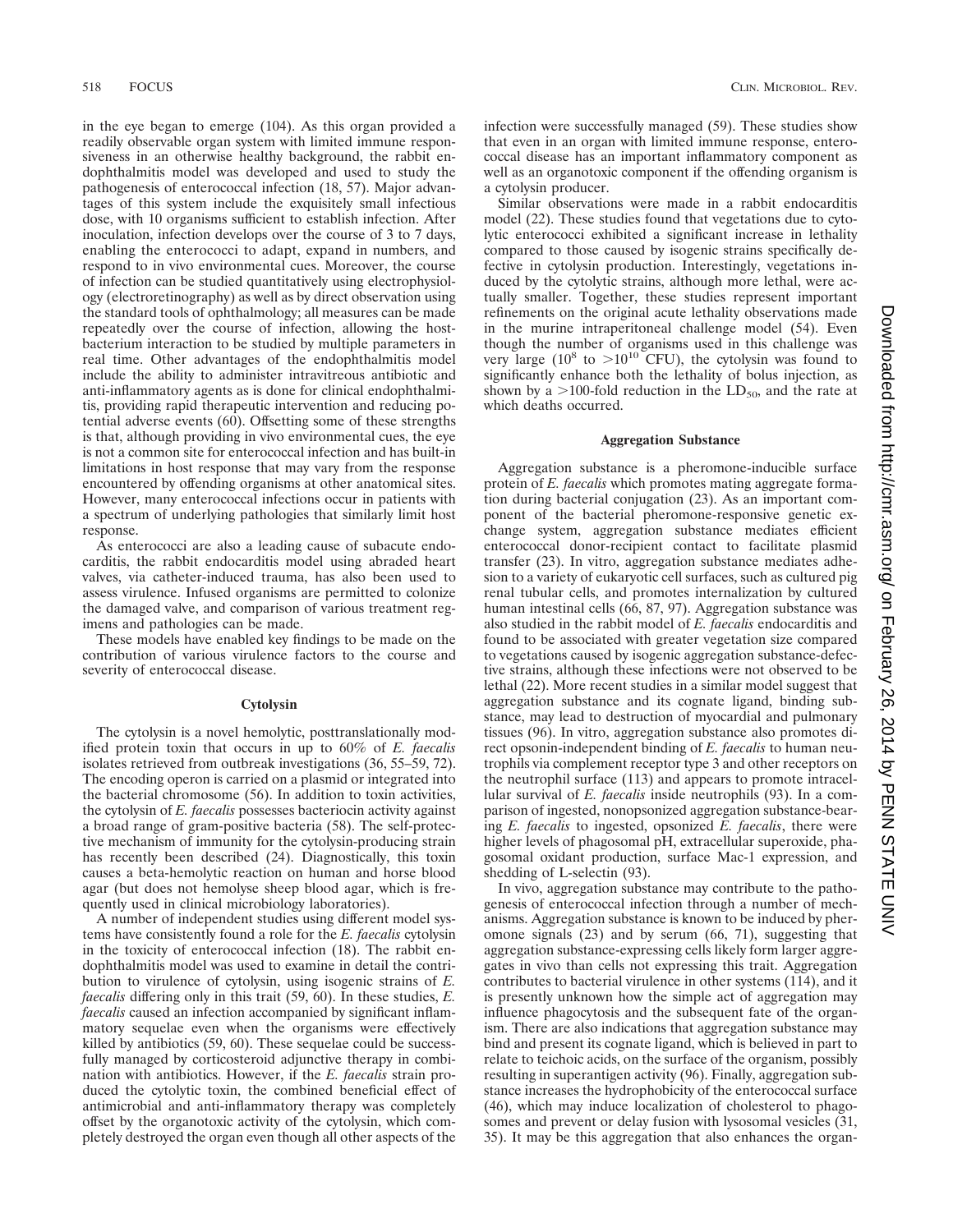in the eye began to emerge (104). As this organ provided a readily observable organ system with limited immune responsiveness in an otherwise healthy background, the rabbit endophthalmitis model was developed and used to study the pathogenesis of enterococcal infection (18, 57). Major advantages of this system include the exquisitely small infectious dose, with 10 organisms sufficient to establish infection. After inoculation, infection develops over the course of 3 to 7 days, enabling the enterococci to adapt, expand in numbers, and respond to in vivo environmental cues. Moreover, the course of infection can be studied quantitatively using electrophysiology (electroretinography) as well as by direct observation using the standard tools of ophthalmology; all measures can be made repeatedly over the course of infection, allowing the host-bacterium interaction to be studied by multiple parameters in real time. Other advantages of the endophthalmitis model include the ability to administer intravitreous antibiotic and anti-inflammatory agents as is done for clinical endophthalmitis, providing rapid therapeutic intervention and reducing potential adverse events (60). Offsetting some of these strengths is that, although providing in vivo environmental cues, the eye is not a common site for enterococcal infection and has built-in limitations in host response that may vary from the response encountered by offending organisms at other anatomical sites. However, many enterococcal infections occur in patients with a spectrum of underlying pathologies that similarly limit host response.

As enterococci are also a leading cause of subacute endocarditis, the rabbit endocarditis model using abraded heart valves, via catheter-induced trauma, has also been used to assess virulence. Infused organisms are permitted to colonize the damaged valve, and comparison of various treatment regimens and pathologies can be made.

These models have enabled key findings to be made on the contribution of various virulence factors to the course and severity of enterococcal disease.

### Cytolysin

The cytolysin is a novel hemolytic, posttranslationally modified protein toxin that occurs in up to 60% of *E. faecalis* isolates retrieved from outbreak investigations (36, 55–59, 72). The encoding operon is carried on a plasmid or integrated into the bacterial chromosome (56). In addition to toxin activities, the cytolysin of *E. faecalis* possesses bacteriocin activity against a broad range of gram-positive bacteria (58). The self-protective mechanism of immunity for the cytolysin-producing strain has recently been described (24). Diagnostically, this toxin causes a beta-hemolytic reaction on human and horse blood agar (but does not hemolyse sheep blood agar, which is frequently used in clinical microbiology laboratories).

A number of independent studies using different model systems have consistently found a role for the *E. faecalis* cytolysin in the toxicity of enterococcal infection (18). The rabbit endophthalmitis model was used to examine in detail the contribution to virulence of cytolysin, using isogenic strains of *E. faecalis* differing only in this trait (59, 60). In these studies, *E. faecalis* caused an infection accompanied by significant inflammatory sequelae even when the organisms were effectively killed by antibiotics (59, 60). These sequelae could be successfully managed by corticosteroid adjunctive therapy in combination with antibiotics. However, if the *E. faecalis* strain produced the cytolytic toxin, the combined beneficial effect of antimicrobial and anti-inflammatory therapy was completely offset by the organotoxic activity of the cytolysin, which completely destroyed the organ even though all other aspects of the infection were successfully managed (59). These studies show that even in an organ with limited immune response, enterococcal disease has an important inflammatory component as well as an organotoxic component if the offending organism is a cytolysin producer.

Similar observations were made in a rabbit endocarditis model (22). These studies found that vegetations due to cytolytic enterococci exhibited a significant increase in lethality compared to those caused by isogenic strains specifically defective in cytolysin production. Interestingly, vegetations induced by the cytolytic strains, although more lethal, were actually smaller. Together, these studies represent important refinements on the original acute lethality observations made in the murine intraperitoneal challenge model (54). Even though the number of organisms used in this challenge was very large ($10^8$ to $>10^{10}$ CFU), the cytolysin was found to significantly enhance both the lethality of bolus injection, as shown by a >100-fold reduction in the $LD_{50}$, and the rate at which deaths occurred.

### Aggregation Substance

Aggregation substance is a pheromone-inducible surface protein of *E. faecalis* which promotes mating aggregate formation during bacterial conjugation (23). As an important component of the bacterial pheromone-responsive genetic exchange system, aggregation substance mediates efficient enterococcal donor-recipient contact to facilitate plasmid transfer (23). In vitro, aggregation substance mediates adhesion to a variety of eukaryotic cell surfaces, such as cultured pig renal tubular cells, and promotes internalization by cultured human intestinal cells (66, 87, 97). Aggregation substance was also studied in the rabbit model of *E. faecalis* endocarditis and found to be associated with greater vegetation size compared to vegetations caused by isogenic aggregation substance-defective strains, although these infections were not observed to be lethal (22). More recent studies in a similar model suggest that aggregation substance and its cognate ligand, binding substance, may lead to destruction of myocardial and pulmonary tissues (96). In vitro, aggregation substance also promotes direct opsonin-independent binding of *E. faecalis* to human neutrophils via complement receptor type 3 and other receptors on the neutrophil surface (113) and appears to promote intracellular survival of *E. faecalis* inside neutrophils (93). In a comparison of ingested, nonopsonized aggregation substance-bearing *E. faecalis* to ingested, opsonized *E. faecalis*, there were higher levels of phagosomal pH, extracellular superoxide, phagosomal oxidant production, surface Mac-1 expression, and shedding of L-selectin (93).

In vivo, aggregation substance may contribute to the pathogenesis of enterococcal infection through a number of mechanisms. Aggregation substance is known to be induced by pheromone signals (23) and by serum (66, 71), suggesting that aggregation substance-expressing cells likely form larger aggregates in vivo than cells not expressing this trait. Aggregation contributes to bacterial virulence in other systems (114), and it is presently unknown how the simple act of aggregation may influence phagocytosis and the subsequent fate of the organism. There are also indications that aggregation substance may bind and present its cognate ligand, which is believed in part to relate to teichoic acids, on the surface of the organism, possibly resulting in superantigen activity (96). Finally, aggregation substance increases the hydrophobicity of the enterococcal surface (46), which may induce localization of cholesterol to phagosomes and prevent or delay fusion with lysosomal vesicles (31, 35). It may be this aggregation that also enhances the organ-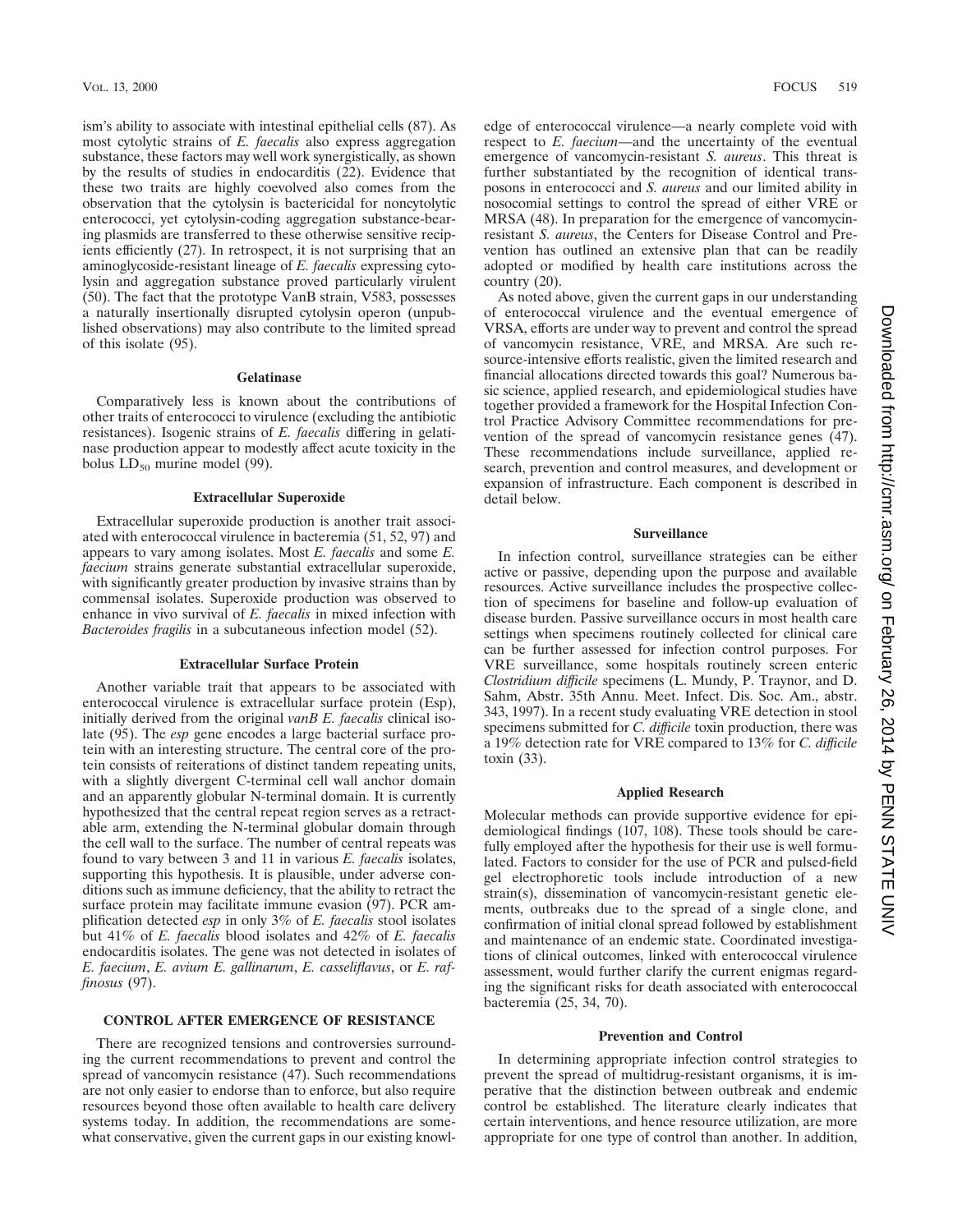ism's ability to associate with intestinal epithelial cells (87). As most cytolytic strains of *E. faecalis* also express aggregation substance, these factors may well work synergistically, as shown by the results of studies in endocarditis (22). Evidence that these two traits are highly coevolved also comes from the observation that the cytolysin is bactericidal for noncytolytic enterococci, yet cytolysin-coding aggregation substance-bearing plasmids are transferred to these otherwise sensitive recipients efficiently (27). In retrospect, it is not surprising that an aminoglycoside-resistant lineage of *E. faecalis* expressing cytolysin and aggregation substance proved particularly virulent (50). The fact that the prototype VanB strain, V583, possesses a naturally insertionally disrupted cytolysin operon (unpublished observations) may also contribute to the limited spread of this isolate (95).

### Gelatinase

Comparatively less is known about the contributions of other traits of enterococci to virulence (excluding the antibiotic resistances). Isogenic strains of *E. faecalis* differing in gelatinase production appear to modestly affect acute toxicity in the bolus $LD_{50}$ murine model (99).

### Extracellular Superoxide

Extracellular superoxide production is another trait associated with enterococcal virulence in bacteremia (51, 52, 97) and appears to vary among isolates. Most *E. faecalis* and some *E. faecium* strains generate substantial extracellular superoxide, with significantly greater production by invasive strains than by commensal isolates. Superoxide production was observed to enhance in vivo survival of *E. faecalis* in mixed infection with *Bacteroides fragilis* in a subcutaneous infection model (52).

### Extracellular Surface Protein

Another variable trait that appears to be associated with enterococcal virulence is extracellular surface protein (Esp), initially derived from the original *vanB E. faecalis* clinical isolate (95). The *esp* gene encodes a large bacterial surface protein with an interesting structure. The central core of the protein consists of reiterations of distinct tandem repeating units, with a slightly divergent C-terminal cell wall anchor domain and an apparently globular N-terminal domain. It is currently hypothesized that the central repeat region serves as a retractable arm, extending the N-terminal globular domain through the cell wall to the surface. The number of central repeats was found to vary between 3 and 11 in various *E. faecalis* isolates, supporting this hypothesis. It is plausible, under adverse conditions such as immune deficiency, that the ability to retract the surface protein may facilitate immune evasion (97). PCR amplification detected *esp* in only 3% of *E. faecalis* stool isolates but 41% of *E. faecalis* blood isolates and 42% of *E. faecalis* endocarditis isolates. The gene was not detected in isolates of *E. faecium*, *E. avium E. gallinarum*, *E. casseliflavus*, or *E. raffinosus* (97).

## CONTROL AFTER EMERGENCE OF RESISTANCE

There are recognized tensions and controversies surrounding the current recommendations to prevent and control the spread of vancomycin resistance (47). Such recommendations are not only easier to endorse than to enforce, but also require resources beyond those often available to health care delivery systems today. In addition, the recommendations are somewhat conservative, given the current gaps in our existing knowledge of enterococcal virulence—a nearly complete void with respect to *E. faecium*—and the uncertainty of the eventual emergence of vancomycin-resistant *S. aureus*. This threat is further substantiated by the recognition of identical transposons in enterococci and *S. aureus* and our limited ability in nosocomial settings to control the spread of either VRE or MRSA (48). In preparation for the emergence of vancomycin-resistant *S. aureus*, the Centers for Disease Control and Prevention has outlined an extensive plan that can be readily adopted or modified by health care institutions across the country (20).

As noted above, given the current gaps in our understanding of enterococcal virulence and the eventual emergence of VRSA, efforts are under way to prevent and control the spread of vancomycin resistance, VRE, and MRSA. Are such resource-intensive efforts realistic, given the limited research and financial allocations directed towards this goal? Numerous basic science, applied research, and epidemiological studies have together provided a framework for the Hospital Infection Control Practice Advisory Committee recommendations for prevention of the spread of vancomycin resistance genes (47). These recommendations include surveillance, applied research, prevention and control measures, and development or expansion of infrastructure. Each component is described in detail below.

### Surveillance

In infection control, surveillance strategies can be either active or passive, depending upon the purpose and available resources. Active surveillance includes the prospective collection of specimens for baseline and follow-up evaluation of disease burden. Passive surveillance occurs in most health care settings when specimens routinely collected for clinical care can be further assessed for infection control purposes. For VRE surveillance, some hospitals routinely screen enteric *Clostridium difficile* specimens (L. Mundy, P. Traynor, and D. Sahm, Abstr. 35th Annu. Meet. Infect. Dis. Soc. Am., abstr. 343, 1997). In a recent study evaluating VRE detection in stool specimens submitted for *C. difficile* toxin production, there was a 19% detection rate for VRE compared to 13% for *C. difficile* toxin (33).

### Applied Research

Molecular methods can provide supportive evidence for epidemiological findings (107, 108). These tools should be carefully employed after the hypothesis for their use is well formulated. Factors to consider for the use of PCR and pulsed-field gel electrophoretic tools include introduction of a new strain(s), dissemination of vancomycin-resistant genetic elements, outbreaks due to the spread of a single clone, and confirmation of initial clonal spread followed by establishment and maintenance of an endemic state. Coordinated investigations of clinical outcomes, linked with enterococcal virulence assessment, would further clarify the current enigmas regarding the significant risks for death associated with enterococcal bacteremia (25, 34, 70).

### Prevention and Control

In determining appropriate infection control strategies to prevent the spread of multidrug-resistant organisms, it is imperative that the distinction between outbreak and endemic control be established. The literature clearly indicates that certain interventions, and hence resource utilization, are more appropriate for one type of control than another. In addition,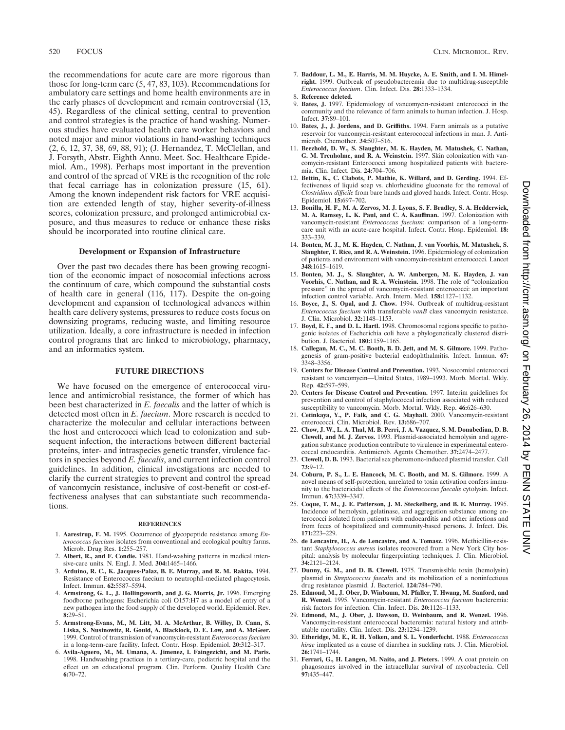the recommendations for acute care are more rigorous than those for long-term care (5, 47, 83, 103). Recommendations for ambulatory care settings and home health environments are in the early phases of development and remain controversial (13, 45). Regardless of the clinical setting, central to prevention and control strategies is the practice of hand washing. Numerous studies have evaluated health care worker behaviors and noted major and minor violations in hand-washing techniques (2, 6, 12, 37, 38, 69, 88, 91); (J. Hernandez, T. McClellan, and J. Forsyth, Abstr. Eighth Annu. Meet. Soc. Healthcare Epidemiol. Am., 1998). Perhaps most important in the prevention and control of the spread of VRE is the recognition of the role that fecal carriage has in colonization pressure (15, 61). Among the known independent risk factors for VRE acquisition are extended length of stay, higher severity-of-illness scores, colonization pressure, and prolonged antimicrobial exposure, and thus measures to reduce or enhance these risks should be incorporated into routine clinical care.

### Development or Expansion of Infrastructure

Over the past two decades there has been growing recognition of the economic impact of nosocomial infections across the continuum of care, which compound the substantial costs of health care in general (116, 117). Despite the on-going development and expansion of technological advances within health care delivery systems, pressures to reduce costs focus on downsizing programs, reducing waste, and limiting resource utilization. Ideally, a core infrastructure is needed in infection control programs that are linked to microbiology, pharmacy, and an informatics system.

## FUTURE DIRECTIONS

We have focused on the emergence of enterococcal virulence and antimicrobial resistance, the former of which has been best characterized in *E. faecalis* and the latter of which is detected most often in *E. faecium*. More research is needed to characterize the molecular and cellular interactions between the host and enterococci which lead to colonization and subsequent infection, the interactions between different bacterial proteins, inter- and intraspecies genetic transfer, virulence factors in species beyond *E. faecalis*, and current infection control guidelines. In addition, clinical investigations are needed to clarify the current strategies to prevent and control the spread of vancomycin resistance, inclusive of cost-benefit or cost-effectiveness analyses that can substantiate such recommendations.

## REFERENCES

1. **Aarestrup, F. M.** 1995. Occurrence of glycopeptide resistance among *Enterococcus faecium* isolates from conventional and ecological poultry farms. Microb. Drug Res. **1:**255–257.
2. **Albert, R., and F. Condie.** 1981. Hand-washing patterns in medical intensive-care units. N. Engl. J. Med. **304:**1465–1466.
3. **Arduino, R. C., K. Jacques-Palaz, B. E. Murray, and R. M. Rakita.** 1994. Resistance of Enterococcus faecium to neutrophil-mediated phagocytosis. Infect. Immun. **62:**5587–5594.
4. **Armstrong, G. L., J. Hollingsworth, and J. G. Morris, Jr.** 1996. Emerging foodborne pathogens: Escherichia coli O157:H7 as a model of entry of a new pathogen into the food supply of the developed world. Epidemiol. Rev. **8:**29–51.
5. **Armstrong-Evans, M., M. Litt, M. A. McArthur, B. Willey, D. Cann, S. Liska, S. Nusinowitz, R. Gould, A. Blacklock, D. E. Low, and A. McGeer.** 1999. Control of transmission of vancomycin-resistant *Enterococcus faecium* in a long-term-care facility. Infect. Contr. Hosp. Epidemiol. **20:**312–317.
6. **Avila-Aguero, M., M. Umana, A. Jimenez, I. Faingezicht, and M. Paris.** 1998. Handwashing practices in a tertiary-care, pediatric hospital and the effect on an educational program. Clin. Perform. Quality Health Care **6:**70–72.
7. **Baddour, L. M., E. Harris, M. M. Huycke, A. E. Smith, and I. M. Himelright.** 1999. Outbreak of pseudobacteremia due to multidrug-susceptible *Enterococcus faecium*. Clin. Infect. Dis. **28:**1333–1334.
8. **Reference deleted.**
9. **Bates, J.** 1997. Epidemiology of vancomycin-resistant enterococci in the community and the relevance of farm animals to human infection. J. Hosp. Infect. **37:**89–101.
10. **Bates, J., J. Jordens, and D. Griffiths.** 1994. Farm animals as a putative reservoir for vancomycin-resistant enterococcal infections in man. J. Antimicrob. Chemother. **34:**507–516.
11. **Beezhold, D. W., S. Slaughter, M. K. Hayden, M. Matushek, C. Nathan, G. M. Trenholme, and R. A. Weinstein.** 1997. Skin colonization with vancomycin-resistant Enterococci among hospitalized patients with bacteremia. Clin. Infect. Dis. **24:**704–706.
12. **Bettin, K., C. Clabots, P. Mathie, K. Willard, and D. Gerding.** 1994. Effectiveness of liquid soap vs. chlorhexidine gluconate for the removal of *Clostridium difficile* from bare hands and gloved hands. Infect. Contr. Hosp. Epidemiol. **15:**697–702.
13. **Bonilla, H. F., M. A. Zervos, M. J. Lyons, S. F. Bradley, S. A. Hedderwick, M. A. Ramsey, L. K. Paul, and C. A. Kauffman.** 1997. Colonization with vancomycin-resistant *Enterococcus faecium*: comparison of a long-term-care unit with an acute-care hospital. Infect. Contr. Hosp. Epidemiol. **18:**333–339.
14. **Bonten, M. J., M. K. Hayden, C. Nathan, J. van Voorhis, M. Matushek, S. Slaughter, T. Rice, and R. A. Weinstein.** 1996. Epidemiology of colonization of patients and environment with vancomycin-resistant enterococci. Lancet **348:**1615–1619.
15. **Bonten, M. J., S. Slaughter, A. W. Ambergen, M. K. Hayden, J. van Voorhis, C. Nathan, and R. A. Weinstein.** 1998. The role of "colonization pressure" in the spread of vancomycin-resistant enterococci: an important infection control variable. Arch. Intern. Med. **158:**1127–1132.
16. **Boyce, J., S. Opal, and J. Chow.** 1994. Outbreak of multidrug-resistant *Enterococcus faecium* with transferable *vanB* class vancomycin resistance. J. Clin. Microbiol. **32:**1148–1153.
17. **Boyd, E. F., and D. L. Hartl.** 1998. Chromosomal regions specific to pathogenic isolates of Escherichia coli have a phylogenetically clustered distribution. J. Bacteriol. **180:**1159–1165.
18. **Callegan, M. C., M. C. Booth, B. D. Jett, and M. S. Gilmore.** 1999. Pathogenesis of gram-positive bacterial endophthalmitis. Infect. Immun. **67:**3348–3356.
19. **Centers for Disease Control and Prevention.** 1993. Nosocomial enterococci resistant to vancomycin—United States, 1989–1993. Morb. Mortal. Wkly. Rep. **42:**597–599.
20. **Centers for Disease Control and Prevention.** 1997. Interim guidelines for prevention and control of staphylococcal infection associated with reduced susceptibility to vancomycin. Morb. Mortal. Wkly. Rep. **46:**626–630.
21. **Cetinkaya, Y., P. Falk, and C. G. Mayhall.** 2000. Vancomycin-resistant enterococci. Clin. Microbiol. Rev. **13:**686–707.
22. **Chow, J. W., L. A. Thal, M. B. Perri, J. A. Vazquez, S. M. Donabedian, D. B. Clewell, and M. J. Zervos.** 1993. Plasmid-associated hemolysin and aggregation substance production contribute to virulence in experimental enterococcal endocarditis. Antimicrob. Agents Chemother. **37:**2474–2477.
23. **Clewell, D. B.** 1993. Bacterial sex pheromone-induced plasmid transfer. Cell **73:**9–12.
24. **Coburn, P. S., L. E. Hancock, M. C. Booth, and M. S. Gilmore.** 1999. A novel means of self-protection, unrelated to toxin activation confers immunity to the bactericidal effects of the *Enterococcus faecalis* cytolysin. Infect. Immun. **67:**3339–3347.
25. **Coque, T. M., J. E. Patterson, J. M. Steckelberg, and B. E. Murray.** 1995. Incidence of hemolysin, gelatinase, and aggregation substance among enterococci isolated from patients with endocarditis and other infections and from feces of hospitalized and community-based persons. J. Infect. Dis. **171:**223–229.
26. **de Lencastre, H., A. de Lencastre, and A. Tomasz.** 1996. Methicillin-resistant *Staphylococcus aureus* isolates recovered from a New York City hospital: analysis by molecular fingerprinting techniques. J. Clin. Microbiol. **34:**2121–2124.
27. **Dunny, G. M., and D. B. Clewell.** 1975. Transmissible toxin (hemolysin) plasmid in *Streptococcus faecalis* and its mobilization of a noninfectious drug resistance plasmid. J. Bacteriol. **124:**784–790.
28. **Edmond, M., J. Ober, D. Winbaum, M. Pfaller, T. Hwang, M. Sanford, and R. Wenzel.** 1995. Vancomycin-resistant *Enterococcus faecium* bacteremia: risk factors for infection. Clin. Infect. Dis. **20:**1126–1133.
29. **Edmond, M., J. Ober, J. Dawson, D. Weinbaum, and R. Wenzel.** 1996. Vancomycin-resistant enterococcal bacteremia: natural history and attributable mortality. Clin. Infect. Dis. **23:**1234–1239.
30. **Etheridge, M. E., R. H. Yolken, and S. L. Vonderfecht.** 1988. *Enterococcus hirae* implicated as a cause of diarrhea in suckling rats. J. Clin. Microbiol. **26:**1741–1744.
31. **Ferrari, G., H. Langen, M. Naito, and J. Pieters.** 1999. A coat protein on phagosomes involved in the intracellular survival of mycobacteria. Cell **97:**435–447.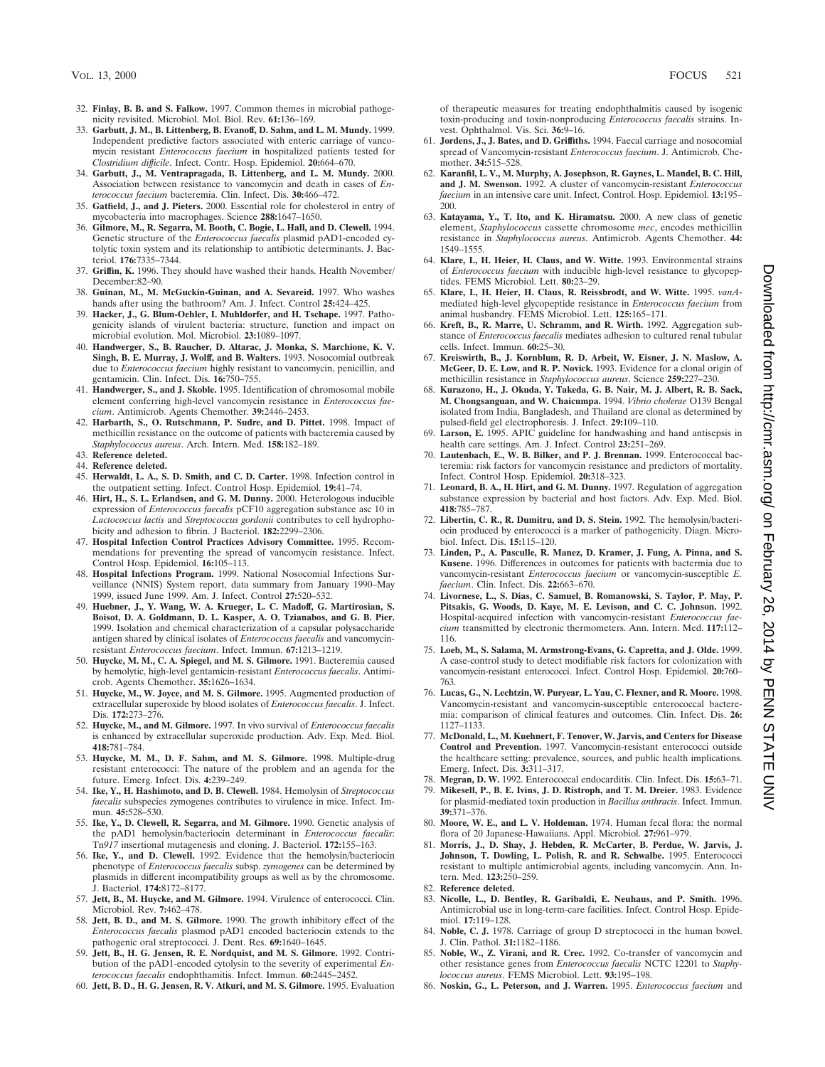32. **Finlay, B. B. and S. Falkow.** 1997. Common themes in microbial pathogenicity revisited. Microbiol. Mol. Biol. Rev. **61:**136–169.
33. **Garbutt, J. M., B. Littenberg, B. Evanoff, D. Sahm, and L. M. Mundy.** 1999. Independent predictive factors associated with enteric carriage of vancomycin resistant *Enterococcus faecium* in hospitalized patients tested for *Clostridium difficile*. Infect. Contr. Hosp. Epidemiol. **20:**664–670.
34. **Garbutt, J., M. Ventrapragada, B. Littenberg, and L. M. Mundy.** 2000. Association between resistance to vancomycin and death in cases of *Enterococcus faecium* bacteremia. Clin. Infect. Dis. **30:**466–472.
35. **Gatfield, J., and J. Pieters.** 2000. Essential role for cholesterol in entry of mycobacteria into macrophages. Science **288:**1647–1650.
36. **Gilmore, M., R. Segarra, M. Booth, C. Bogie, L. Hall, and D. Clewell.** 1994. Genetic structure of the *Enterococcus faecalis* plasmid pAD1-encoded cytolytic toxin system and its relationship to antibiotic determinants. J. Bacteriol. **176:**7335–7344.
37. **Griffin, K.** 1996. They should have washed their hands. Health November/December:82–90.
38. **Guinan, M., M. McGuckin-Guinan, and A. Sevareid.** 1997. Who washes hands after using the bathroom? Am. J. Infect. Control **25:**424–425.
39. **Hacker, J., G. Blum-Oehler, I. Muhldorfer, and H. Tschape.** 1997. Pathogenicity islands of virulent bacteria: structure, function and impact on microbial evolution. Mol. Microbiol. **23:**1089–1097.
40. **Handwerger, S., B. Raucher, D. Altarac, J. Monka, S. Marchione, K. V. Singh, B. E. Murray, J. Wolff, and B. Walters.** 1993. Nosocomial outbreak due to *Enterococcus faecium* highly resistant to vancomycin, penicillin, and gentamicin. Clin. Infect. Dis. **16:**750–755.
41. **Handwerger, S., and J. Skoble.** 1995. Identification of chromosomal mobile element conferring high-level vancomycin resistance in *Enterococcus faecium*. Antimicrob. Agents Chemother. **39:**2446–2453.
42. **Harbarth, S., O. Rutschmann, P. Sudre, and D. Pittet.** 1998. Impact of methicillin resistance on the outcome of patients with bacteremia caused by *Staphylococcus aureus*. Arch. Intern. Med. **158:**182–189.
43. **Reference deleted.**
44. **Reference deleted.**
45. **Herwaldt, L. A., S. D. Smith, and C. D. Carter.** 1998. Infection control in the outpatient setting. Infect. Control Hosp. Epidemiol. **19:**41–74.
46. **Hirt, H., S. L. Erlandsen, and G. M. Dunny.** 2000. Heterologous inducible expression of *Enterococcus faecalis* pCF10 aggregation substance asc 10 in *Lactococcus lactis* and *Streptococcus gordonii* contributes to cell hydrophobicity and adhesion to fibrin. J Bacteriol. **182:**2299–2306.
47. **Hospital Infection Control Practices Advisory Committee.** 1995. Recommendations for preventing the spread of vancomycin resistance. Infect. Control Hosp. Epidemiol. **16:**105–113.
48. **Hospital Infections Program.** 1999. National Nosocomial Infections Surveillance (NNIS) System report, data summary from January 1990–May 1999, issued June 1999. Am. J. Infect. Control **27:**520–532.
49. **Huebner, J., Y. Wang, W. A. Krueger, L. C. Madoff, G. Martirosian, S. Boisot, D. A. Goldmann, D. L. Kasper, A. O. Tzianabos, and G. B. Pier.** 1999. Isolation and chemical characterization of a capsular polysaccharide antigen shared by clinical isolates of *Enterococcus faecalis* and vancomycin-resistant *Enterococcus faecium*. Infect. Immun. **67:**1213–1219.
50. **Huycke, M. M., C. A. Spiegel, and M. S. Gilmore.** 1991. Bacteremia caused by hemolytic, high-level gentamicin-resistant *Enterococcus faecalis*. Antimicrob. Agents Chemother. **35:**1626–1634.
51. **Huycke, M. M., W. Joyce, and M. S. Gilmore.** 1995. Augmented production of extracellular superoxide by blood isolates of *Enterococcus faecalis*. J. Infect. Dis. **172:**273–276.
52. **Huycke, M., and M. Gilmore.** 1997. In vivo survival of *Enterococcus faecalis* is enhanced by extracellular superoxide production. Adv. Exp. Med. Biol. **418:**781–784.
53. **Huycke, M. M., D. F. Sahm, and M. S. Gilmore.** 1998. Multiple-drug resistant enterococci: The nature of the problem and an agenda for the future. Emerg. Infect. Dis. **4:**239–249.
54. **Ike, Y., H. Hashimoto, and D. B. Clewell.** 1984. Hemolysin of *Streptococcus faecalis* subspecies zymogenes contributes to virulence in mice. Infect. Immun. **45:**528–530.
55. **Ike, Y., D. Clewell, R. Segarra, and M. Gilmore.** 1990. Genetic analysis of the pAD1 hemolysin/bacteriocin determinant in *Enterococcus faecalis*: Tn*917* insertional mutagenesis and cloning. J. Bacteriol. **172:**155–163.
56. **Ike, Y., and D. Clewell.** 1992. Evidence that the hemolysin/bacteriocin phenotype of *Enterococcus faecalis* subsp. *zymogenes* can be determined by plasmids in different incompatibility groups as well as by the chromosome. J. Bacteriol. **174:**8172–8177.
57. **Jett, B., M. Huycke, and M. Gilmore.** 1994. Virulence of enterococci. Clin. Microbiol. Rev. **7:**462–478.
58. **Jett, B. D., and M. S. Gilmore.** 1990. The growth inhibitory effect of the *Enterococcus faecalis* plasmod pAD1 encoded bacteriocin extends to the pathogenic oral streptococci. J. Dent. Res. **69:**1640–1645.
59. **Jett, B., H. G. Jensen, R. E. Nordquist, and M. S. Gilmore.** 1992. Contribution of the pAD1-encoded cytolysin to the severity of experimental *Enterococcus faecalis* endophthalmitis. Infect. Immun. **60:**2445–2452.
60. **Jett, B. D., H. G. Jensen, R. V. Atkuri, and M. S. Gilmore.** 1995. Evaluation of therapeutic measures for treating endophthalmitis caused by isogenic toxin-producing and toxin-nonproducing *Enterococcus faecalis* strains. Invest. Ophthalmol. Vis. Sci. **36:**9–16.
61. **Jordens, J., J. Bates, and D. Griffiths.** 1994. Faecal carriage and nosocomial spread of Vancomycin-resistant *Enterococcus faecium*. J. Antimicrob. Chemother. **34:**515–528.
62. **Karanfil, L. V., M. Murphy, A. Josephson, R. Gaynes, L. Mandel, B. C. Hill, and J. M. Swenson.** 1992. A cluster of vancomycin-resistant *Enterococcus faecium* in an intensive care unit. Infect. Control. Hosp. Epidemiol. **13:**195–200.
63. **Katayama, Y., T. Ito, and K. Hiramatsu.** 2000. A new class of genetic element, *Staphylococcus* cassette chromosome *mec*, encodes methicillin resistance in *Staphylococcus aureus*. Antimicrob. Agents Chemother. **44:** 1549–1555.
64. **Klare, I., H. Heier, H. Claus, and W. Witte.** 1993. Environmental strains of *Enterococcus faecium* with inducible high-level resistance to glycopeptides. FEMS Microbiol. Lett. **80:**23–29.
65. **Klare, I., H. Heier, H. Claus, R. Reissbrodt, and W. Witte.** 1995. *vanA*-mediated high-level glycopeptide resistance in *Enterococcus faecium* from animal husbandry. FEMS Microbiol. Lett. **125:**165–171.
66. **Kreft, B., R. Marre, U. Schramm, and R. Wirth.** 1992. Aggregation substance of *Enterococcus faecalis* mediates adhesion to cultured renal tubular cells. Infect. Immun. **60:**25–30.
67. **Kreiswirth, B., J. Kornblum, R. D. Arbeit, W. Eisner, J. N. Maslow, A. McGeer, D. E. Low, and R. P. Novick.** 1993. Evidence for a clonal origin of methicillin resistance in *Staphylococcus aureus*. Science **259:**227–230.
68. **Kurazono, H., J. Okuda, Y. Takeda, G. B. Nair, M. J. Albert, R. B. Sack, M. Chongsanguan, and W. Chaicumpa.** 1994. *Vibrio cholerae* O139 Bengal isolated from India, Bangladesh, and Thailand are clonal as determined by pulsed-field gel electrophoresis. J. Infect. **29:**109–110.
69. **Larson, E.** 1995. APIC guideline for handwashing and hand antisepsis in health care settings. Am. J. Infect. Control **23:**251–269.
70. **Lautenbach, E., W. B. Bilker, and P. J. Brennan.** 1999. Enterococcal bacteremia: risk factors for vancomycin resistance and predictors of mortality. Infect. Control Hosp. Epidemiol. **20:**318–323.
71. **Leonard, B. A., H. Hirt, and G. M. Dunny.** 1997. Regulation of aggregation substance expression by bacterial and host factors. Adv. Exp. Med. Biol. **418:**785–787.
72. **Libertin, C. R., R. Dumitru, and D. S. Stein.** 1992. The hemolysin/bacteriocin produced by enterococci is a marker of pathogenicity. Diagn. Microbiol. Infect. Dis. **15:**115–120.
73. **Linden, P., A. Pasculle, R. Manez, D. Kramer, J. Fung, A. Pinna, and S. Kusene.** 1996. Differences in outcomes for patients with bacteremia due to vancomycin-resistant *Enterococcus faecium* or vancomycin-susceptible *E. faecium*. Clin. Infect. Dis. **22:**663–670.
74. **Livornese, L., S. Dias, C. Samuel, B. Romanowski, S. Taylor, P. May, P. Pitsakis, G. Woods, D. Kaye, M. E. Levison, and C. C. Johnson.** 1992. Hospital-acquired infection with vancomycin-resistant *Enterococcus faecium* transmitted by electronic thermometers. Ann. Intern. Med. **117:**112–116.
75. **Loeb, M., S. Salama, M. Armstrong-Evans, G. Capretta, and J. Olde.** 1999. A case-control study to detect modifiable risk factors for colonization with vancomycin-resistant enterococci. Infect. Control Hosp. Epidemiol. **20:**760–763.
76. **Lucas, G., N. Lechtzin, W. Puryear, L. Yau, C. Flexner, and R. Moore.** 1998. Vancomycin-resistant and vancomycin-susceptible enterococcal bacteremia: comparison of clinical features and outcomes. Clin. Infect. Dis. **26:** 1127–1133.
77. **McDonald, L., M. Kuehnert, F. Tenover, W. Jarvis, and Centers for Disease Control and Prevention.** 1997. Vancomycin-resistant enterococci outside the healthcare setting: prevalence, sources, and public health implications. Emerg. Infect. Dis. **3:**311–317.
78. **Megran, D. W.** 1992. Enterococcal endocarditis. Clin. Infect. Dis. **15:**63–71.
79. **Mikesell, P., B. E. Ivins, J. D. Ristroph, and T. M. Dreier.** 1983. Evidence for plasmid-mediated toxin production in *Bacillus anthracis*. Infect. Immun. **39:**371–376.
80. **Moore, W. E., and L. V. Holdeman.** 1974. Human fecal flora: the normal flora of 20 Japanese-Hawaiians. Appl. Microbiol. **27:**961–979.
81. **Morris, J., D. Shay, J. Hebden, R. McCarter, B. Perdue, W. Jarvis, J. Johnson, T. Dowling, L. Polish, R. and R. Schwalbe.** 1995. Enterococci resistant to multiple antimicrobial agents, including vancomycin. Ann. Intern. Med. **123:**250–259.
82. **Reference deleted.**
83. **Nicolle, L., D. Bentley, R. Garibaldi, E. Neuhaus, and P. Smith.** 1996. Antimicrobial use in long-term-care facilities. Infect. Control Hosp. Epidemiol. **17:**119–128.
84. **Noble, C. J.** 1978. Carriage of group D streptococci in the human bowel. J. Clin. Pathol. **31:**1182–1186.
85. **Noble, W., Z. Virani, and R. Crec.** 1992. Co-transfer of vancomycin and other resistance genes from *Enterococcus faecalis* NCTC 12201 to *Staphylococcus aureus*. FEMS Microbiol. Lett. **93:**195–198.
86. **Noskin, G., L. Peterson, and J. Warren.** 1995. *Enterococcus faecium* and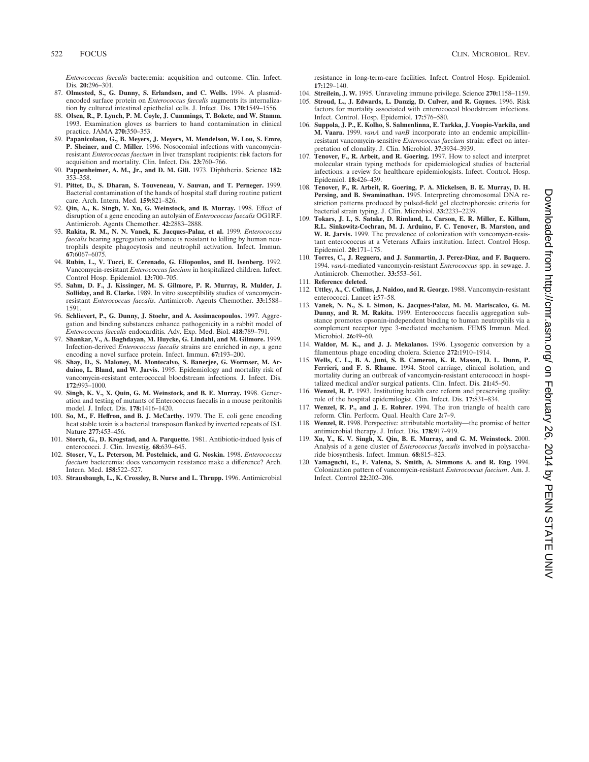*Enterococcus faecalis* bacteremia: acquisition and outcome. Clin. Infect. Dis. **20:**296–301.

87. **Olmested, S., G. Dunny, S. Erlandsen, and C. Wells.** 1994. A plasmid-encoded surface protein on *Enterococcus faecalis* augments its internalization by cultured intestinal epithelial cells. J. Infect. Dis. **170:**1549–1556.
88. **Olsen, R., P. Lynch, P. M. Coyle, J. Cummings, T. Bokete, and W. Stamm.** 1993. Examination gloves as barriers to hand contamination in clinical practice. JAMA **270:**350–353.
89. **Papanicolaou, G., B. Meyers, J. Meyers, M. Mendelson, W. Lou, S. Emre, P. Sheiner, and C. Miller.** 1996. Nosocomial infections with vancomycin-resistant *Enterococcus faecium* in liver transplant recipients: risk factors for acquisition and mortality. Clin. Infect. Dis. **23:**760–766.
90. **Pappenheimer, A. M., Jr., and D. M. Gill.** 1973. Diphtheria. Science **182:** 353–358.
91. **Pittet, D., S. Dharan, S. Touveneau, V. Sauvan, and T. Perneger.** 1999. Bacterial contamination of the hands of hospital staff during routine patient care. Arch. Intern. Med. **159:**821–826.
92. **Qin, A., K. Singh, Y. Xu, G. Weinstock, and B. Murray.** 1998. Effect of disruption of a gene encoding an autolysin of *Enterococcus faecalis* OG1RF. Antimicrob. Agents Chemother. **42:**2883–2888.
93. **Rakita, R. M., N. N. Vanek, K. Jacques-Palaz, et al.** 1999. *Enterococcus faecalis* bearing aggregation substance is resistant to killing by human neutrophils despite phagocytosis and neutrophil activation. Infect. Immun. **67:**6067–6075.
94. **Rubin, L., V. Tucci, E. Cerenado, G. Eliopoulos, and H. Isenberg.** 1992. Vancomycin-resistant *Enterococcus faecium* in hospitalized children. Infect. Control Hosp. Epidemiol. **13:**700–705.
95. **Sahm, D. F., J. Kissinger, M. S. Gilmore, P. R. Murray, R. Mulder, J. Solliday, and B. Clarke.** 1989. In vitro susceptibility studies of vancomycin-resistant *Enterococcus faecalis*. Antimicrob. Agents Chemother. **33:**1588–1591.
96. **Schlievert, P., G. Dunny, J. Stoehr, and A. Assimacopoulos.** 1997. Aggregation and binding substances enhance pathogenicity in a rabbit model of *Enterococcus faecalis* endocarditis. Adv. Exp. Med. Biol. **418:**789–791.
97. **Shankar, V., A. Baghdayan, M. Huycke, G. Lindahl, and M. Gilmore.** 1999. Infection-derived *Enterococcus faecalis* strains are enriched in *esp*, a gene encoding a novel surface protein. Infect. Immun. **67:**193–200.
98. **Shay, D., S. Maloney, M. Montecalvo, S. Banerjee, G. Wormser, M. Arduino, L. Bland, and W. Jarvis.** 1995. Epidemiology and mortality risk of vancomycin-resistant enterococcal bloodstream infections. J. Infect. Dis. **172:**993–1000.
99. **Singh, K. V., X. Quin, G. M. Weinstock, and B. E. Murray.** 1998. Generation and testing of mutants of Enterococcus faecalis in a mouse peritonitis model. J. Infect. Dis. **178:**1416–1420.
100. **So, M., F. Heffron, and B. J. McCarthy.** 1979. The E. coli gene encoding heat stable toxin is a bacterial transposon flanked by inverted repeats of IS1. Nature **277:**453–456.
101. **Storch, G., D. Krogstad, and A. Parquette.** 1981. Antibiotic-indued lysis of enterococci. J. Clin. Investig. **68:**639–645.
102. **Stoser, V., L. Peterson, M. Postelnick, and G. Noskin.** 1998. *Enterococcus faecium* bacteremia: does vancomycin resistance make a difference? Arch. Intern. Med. **158:**522–527.
103. **Strausbaugh, L., K. Crossley, B. Nurse and L. Thrupp.** 1996. Antimicrobial resistance in long-term-care facilities. Infect. Control Hosp. Epidemiol. **17:**129–140.
104. **Streilein, J. W.** 1995. Unraveling immune privilege. Science **270:**1158–1159.
105. **Stroud, L., J. Edwards, L. Danzig, D. Culver, and R. Gaynes.** 1996. Risk factors for mortality associated with enterococcal bloodstream infections. Infect. Control. Hosp. Epidemiol. **17:**576–580.
106. **Suppola, J. P., E. Kolho, S. Salmenlinna, E. Tarkka, J. Vuopio-Varkila, and M. Vaara.** 1999. *vanA* and *vanB* incorporate into an endemic ampicillin-resistant vancomycin-sensitive *Enterococcus faecium* strain: effect on interpretation of clonality. J. Clin. Microbiol. **37:**3934–3939.
107. **Tenover, F., R. Arbeit, and R. Goering.** 1997. How to select and interpret molecular strain typing methods for epidemiological studies of bacterial infections: a review for healthcare epidemiologists. Infect. Control. Hosp. Epidemiol. **18:**426–439.
108. **Tenover, F., R. Arbeit, R. Goering, P. A. Mickelsen, B. E. Murray, D. H. Persing, and B. Swaminathan.** 1995. Interpreting chromosomal DNA restriction patterns produced by pulsed-field gel electrophoresis: criteria for bacterial strain typing. J. Clin. Microbiol. **33:**2233–2239.
109. **Tokars, J. I., S. Satake, D. Rimland, L. Carson, E. R. Miller, E. Killum, R.L. Sinkowitz-Cochran, M. J. Arduino, F. C. Tenover, B. Marston, and W. R. Jarvis.** 1999. The prevalence of colonization with vancomycin-resistant enterococcus at a Veterans Affairs institution. Infect. Control Hosp. Epidemiol. **20:**171–175.
110. **Torres, C., J. Reguera, and J. Sanmartin, J. Perez-Diaz, and F. Baquero.** 1994. *vanA*-mediated vancomycin-resistant *Enterococcus* spp. in sewage. J. Antimicrob. Chemother. **33:**553–561.
111. **Reference deleted.**
112. **Uttley, A., C. Collins, J. Naidoo, and R. George.** 1988. Vancomycin-resistant enterococci. Lancet **i:**57–58.
113. **Vanek, N. N., S. I. Simon, K. Jacques-Palaz, M. M. Mariscalco, G. M. Dunny, and R. M. Rakita.** 1999. Enterococcus faecalis aggregation substance promotes opsonin-independent binding to human neutrophils via a complement receptor type 3-mediated mechanism. FEMS Immun. Med. Microbiol. **26:**49–60.
114. **Waldor, M. K., and J. J. Mekalanos.** 1996. Lysogenic conversion by a filamentous phage encoding cholera. Science **272:**1910–1914.
115. **Wells, C. L., B. A. Juni, S. B. Cameron, K. R. Mason, D. L. Dunn, P. Ferrieri, and F. S. Rhame.** 1994. Stool carriage, clinical isolation, and mortality during an outbreak of vancomycin-resistant enterococci in hospitalized medical and/or surgical patients. Clin. Infect. Dis. **21:**45–50.
116. **Wenzel, R. P.** 1993. Instituting health care reform and preserving quality: role of the hospital epidemiologist. Clin. Infect. Dis. **17:**831–834.
117. **Wenzel, R. P., and J. E. Rohrer.** 1994. The iron triangle of health care reform. Clin. Perform. Qual. Health Care **2:**7–9.
118. **Wenzel, R.** 1998. Perspective: attributable mortality—the promise of better antimicrobial therapy. J. Infect. Dis. **178:**917–919.
119. **Xu, Y., K. V. Singh, X. Qin, B. E. Murray, and G. M. Weinstock.** 2000. Analysis of a gene cluster of *Enterococcus faecalis* involved in polysaccharide biosynthesis. Infect. Immun. **68:**815–823.
120. **Yamaguchi, E., F. Valena, S. Smith, A. Simmons A. and R. Eng.** 1994. Colonization pattern of vancomycin-resistant *Enterococcus faecium*. Am. J. Infect. Control **22:**202–206.